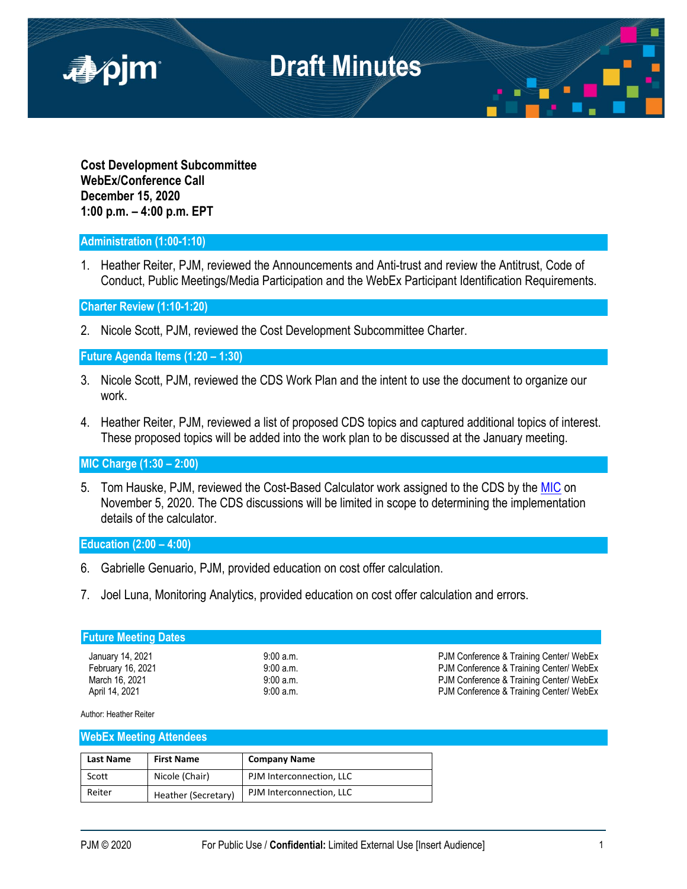# Draft Minutes

**Cost Development Subcommittee**
**WebEx/Conference Call**
**December 15, 2020**
**1:00 p.m. – 4:00 p.m. EPT**

## Administration (1:00-1:10)

1. Heather Reiter, PJM, reviewed the Announcements and Anti-trust and review the Antitrust, Code of Conduct, Public Meetings/Media Participation and the WebEx Participant Identification Requirements.

## Charter Review (1:10-1:20)

2. Nicole Scott, PJM, reviewed the Cost Development Subcommittee Charter.

## Future Agenda Items (1:20 – 1:30)

3. Nicole Scott, PJM, reviewed the CDS Work Plan and the intent to use the document to organize our work.

4. Heather Reiter, PJM, reviewed a list of proposed CDS topics and captured additional topics of interest. These proposed topics will be added into the work plan to be discussed at the January meeting.

## MIC Charge (1:30 – 2:00)

5. Tom Hauske, PJM, reviewed the Cost-Based Calculator work assigned to the CDS by the MIC on November 5, 2020. The CDS discussions will be limited in scope to determining the implementation details of the calculator.

## Education (2:00 – 4:00)

6. Gabrielle Genuario, PJM, provided education on cost offer calculation.

7. Joel Luna, Monitoring Analytics, provided education on cost offer calculation and errors.

## Future Meeting Dates

| | | |
|---|---|---|
| January 14, 2021 | 9:00 a.m. | PJM Conference & Training Center/ WebEx |
| February 16, 2021 | 9:00 a.m. | PJM Conference & Training Center/ WebEx |
| March 16, 2021 | 9:00 a.m. | PJM Conference & Training Center/ WebEx |
| April 14, 2021 | 9:00 a.m. | PJM Conference & Training Center/ WebEx |

Author: Heather Reiter

## WebEx Meeting Attendees

| Last Name | First Name | Company Name |
|---|---|---|
| Scott | Nicole (Chair) | PJM Interconnection, LLC |
| Reiter | Heather (Secretary) | PJM Interconnection, LLC |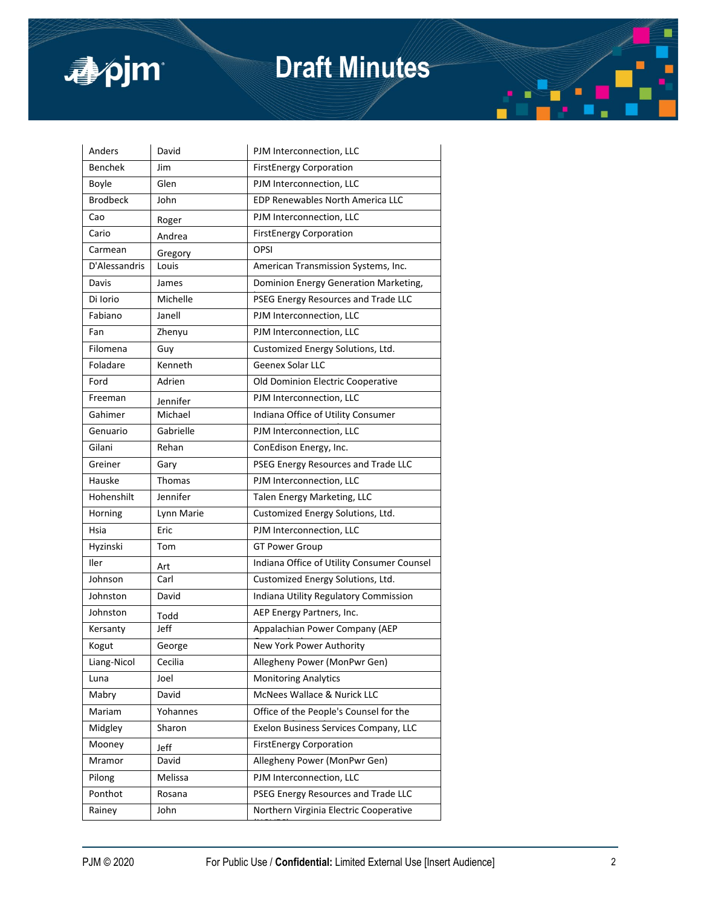| | | |
|---|---|---|
| Anders | David | PJM Interconnection, LLC |
| Benchek | Jim | FirstEnergy Corporation |
| Boyle | Glen | PJM Interconnection, LLC |
| Brodbeck | John | EDP Renewables North America LLC |
| Cao | Roger | PJM Interconnection, LLC |
| Cario | Andrea | FirstEnergy Corporation |
| Carmean | Gregory | OPSI |
| D'Alessandris | Louis | American Transmission Systems, Inc. |
| Davis | James | Dominion Energy Generation Marketing, |
| Di Iorio | Michelle | PSEG Energy Resources and Trade LLC |
| Fabiano | Janell | PJM Interconnection, LLC |
| Fan | Zhenyu | PJM Interconnection, LLC |
| Filomena | Guy | Customized Energy Solutions, Ltd. |
| Foladare | Kenneth | Geenex Solar LLC |
| Ford | Adrien | Old Dominion Electric Cooperative |
| Freeman | Jennifer | PJM Interconnection, LLC |
| Gahimer | Michael | Indiana Office of Utility Consumer |
| Genuario | Gabrielle | PJM Interconnection, LLC |
| Gilani | Rehan | ConEdison Energy, Inc. |
| Greiner | Gary | PSEG Energy Resources and Trade LLC |
| Hauske | Thomas | PJM Interconnection, LLC |
| Hohenshilt | Jennifer | Talen Energy Marketing, LLC |
| Horning | Lynn Marie | Customized Energy Solutions, Ltd. |
| Hsia | Eric | PJM Interconnection, LLC |
| Hyzinski | Tom | GT Power Group |
| Iler | Art | Indiana Office of Utility Consumer Counsel |
| Johnson | Carl | Customized Energy Solutions, Ltd. |
| Johnston | David | Indiana Utility Regulatory Commission |
| Johnston | Todd | AEP Energy Partners, Inc. |
| Kersanty | Jeff | Appalachian Power Company (AEP |
| Kogut | George | New York Power Authority |
| Liang-Nicol | Cecilia | Allegheny Power (MonPwr Gen) |
| Luna | Joel | Monitoring Analytics |
| Mabry | David | McNees Wallace & Nurick LLC |
| Mariam | Yohannes | Office of the People's Counsel for the |
| Midgley | Sharon | Exelon Business Services Company, LLC |
| Mooney | Jeff | FirstEnergy Corporation |
| Mramor | David | Allegheny Power (MonPwr Gen) |
| Pilong | Melissa | PJM Interconnection, LLC |
| Ponthot | Rosana | PSEG Energy Resources and Trade LLC |
| Rainey | John | Northern Virginia Electric Cooperative |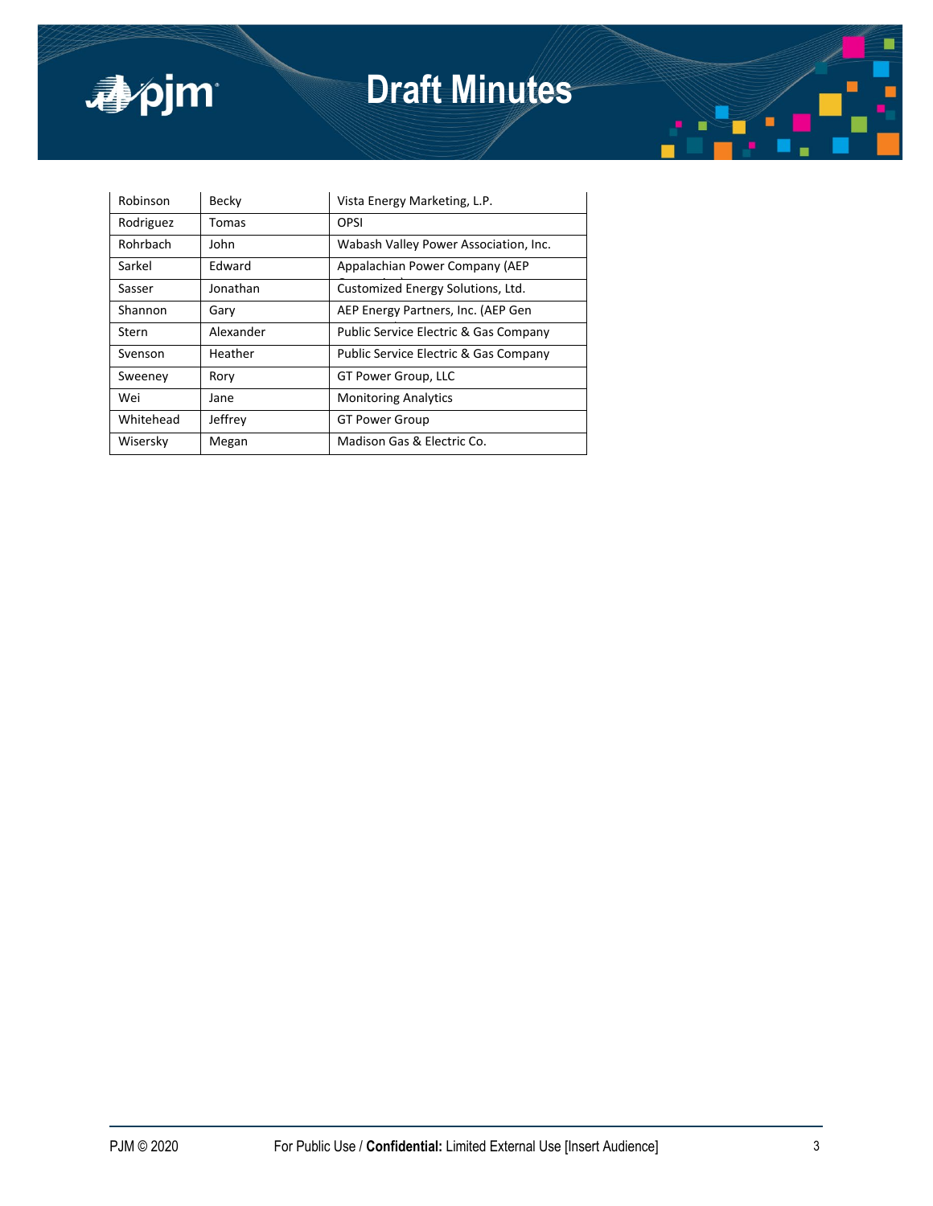| Robinson | Becky | Vista Energy Marketing, L.P. |
|---|---|---|
| Rodriguez | Tomas | OPSI |
| Rohrbach | John | Wabash Valley Power Association, Inc. |
| Sarkel | Edward | Appalachian Power Company (AEP |
| Sasser | Jonathan | Customized Energy Solutions, Ltd. |
| Shannon | Gary | AEP Energy Partners, Inc. (AEP Gen |
| Stern | Alexander | Public Service Electric & Gas Company |
| Svenson | Heather | Public Service Electric & Gas Company |
| Sweeney | Rory | GT Power Group, LLC |
| Wei | Jane | Monitoring Analytics |
| Whitehead | Jeffrey | GT Power Group |
| Wisersky | Megan | Madison Gas & Electric Co. |